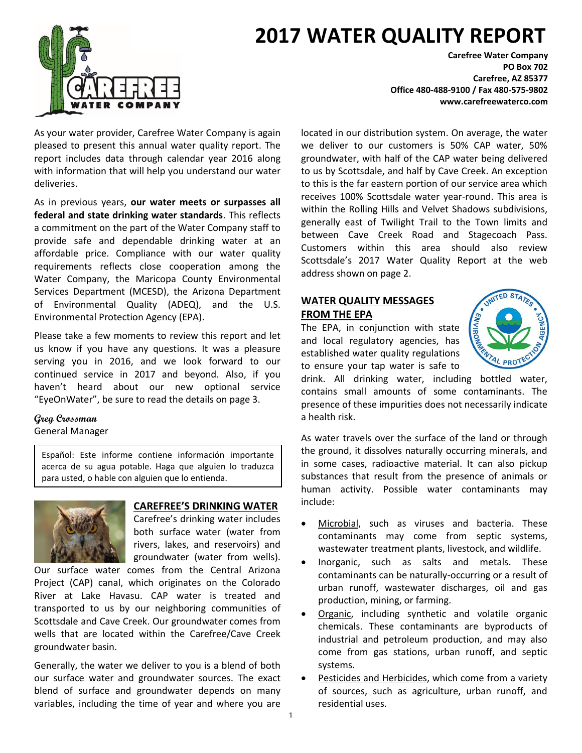# 2017 WATER QUALITY REPORT

**Carefree Water Company**
**PO Box 702**
**Carefree, AZ 85377**
**Office 480-488-9100 / Fax 480-575-9802**
**www.carefreewaterco.com**

As your water provider, Carefree Water Company is again pleased to present this annual water quality report. The report includes data through calendar year 2016 along with information that will help you understand our water deliveries.

As in previous years, **our water meets or surpasses all federal and state drinking water standards**. This reflects a commitment on the part of the Water Company staff to provide safe and dependable drinking water at an affordable price. Compliance with our water quality requirements reflects close cooperation among the Water Company, the Maricopa County Environmental Services Department (MCESD), the Arizona Department of Environmental Quality (ADEQ), and the U.S. Environmental Protection Agency (EPA).

Please take a few moments to review this report and let us know if you have any questions. It was a pleasure serving you in 2016, and we look forward to our continued service in 2017 and beyond. Also, if you haven't heard about our new optional service "EyeOnWater", be sure to read the details on page 3.

*Greg Crossman*
General Manager

> Español: Este informe contiene información importante acerca de su agua potable. Haga que alguien lo traduzca para usted, o hable con alguien que lo entienda.

## CAREFREE'S DRINKING WATER

Carefree's drinking water includes both surface water (water from rivers, lakes, and reservoirs) and groundwater (water from wells). Our surface water comes from the Central Arizona Project (CAP) canal, which originates on the Colorado River at Lake Havasu. CAP water is treated and transported to us by our neighboring communities of Scottsdale and Cave Creek. Our groundwater comes from wells that are located within the Carefree/Cave Creek groundwater basin.

Generally, the water we deliver to you is a blend of both our surface water and groundwater sources. The exact blend of surface and groundwater depends on many variables, including the time of year and where you are located in our distribution system. On average, the water we deliver to our customers is 50% CAP water, 50% groundwater, with half of the CAP water being delivered to us by Scottsdale, and half by Cave Creek. An exception to this is the far eastern portion of our service area which receives 100% Scottsdale water year-round. This area is within the Rolling Hills and Velvet Shadows subdivisions, generally east of Twilight Trail to the Town limits and between Cave Creek Road and Stagecoach Pass. Customers within this area should also review Scottsdale's 2017 Water Quality Report at the web address shown on page 2.

## WATER QUALITY MESSAGES FROM THE EPA

The EPA, in conjunction with state and local regulatory agencies, has established water quality regulations to ensure your tap water is safe to drink. All drinking water, including bottled water, contains small amounts of some contaminants. The presence of these impurities does not necessarily indicate a health risk.

As water travels over the surface of the land or through the ground, it dissolves naturally occurring minerals, and in some cases, radioactive material. It can also pickup substances that result from the presence of animals or human activity. Possible water contaminants may include:

- Microbial, such as viruses and bacteria. These contaminants may come from septic systems, wastewater treatment plants, livestock, and wildlife.
- Inorganic, such as salts and metals. These contaminants can be naturally-occurring or a result of urban runoff, wastewater discharges, oil and gas production, mining, or farming.
- Organic, including synthetic and volatile organic chemicals. These contaminants are byproducts of industrial and petroleum production, and may also come from gas stations, urban runoff, and septic systems.
- Pesticides and Herbicides, which come from a variety of sources, such as agriculture, urban runoff, and residential uses.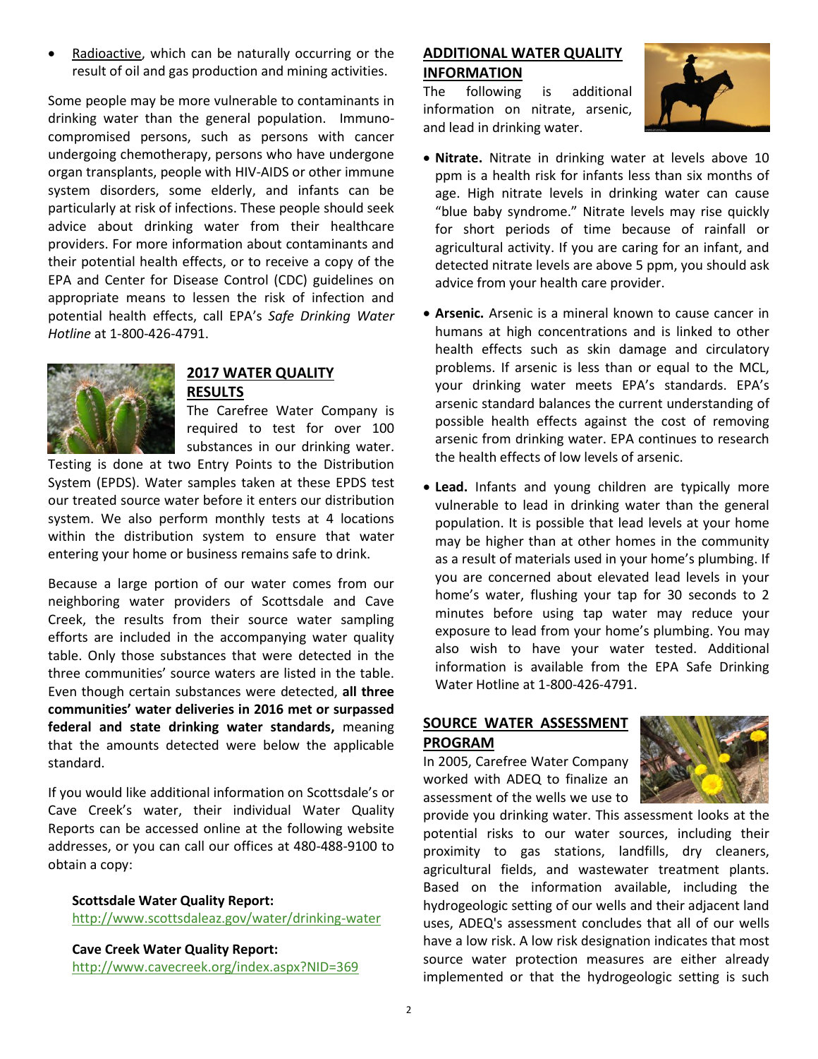- Radioactive, which can be naturally occurring or the result of oil and gas production and mining activities.

Some people may be more vulnerable to contaminants in drinking water than the general population. Immuno-compromised persons, such as persons with cancer undergoing chemotherapy, persons who have undergone organ transplants, people with HIV-AIDS or other immune system disorders, some elderly, and infants can be particularly at risk of infections. These people should seek advice about drinking water from their healthcare providers. For more information about contaminants and their potential health effects, or to receive a copy of the EPA and Center for Disease Control (CDC) guidelines on appropriate means to lessen the risk of infection and potential health effects, call EPA's *Safe Drinking Water Hotline* at 1-800-426-4791.

## 2017 WATER QUALITY RESULTS

The Carefree Water Company is required to test for over 100 substances in our drinking water. Testing is done at two Entry Points to the Distribution System (EPDS). Water samples taken at these EPDS test our treated source water before it enters our distribution system. We also perform monthly tests at 4 locations within the distribution system to ensure that water entering your home or business remains safe to drink.

Because a large portion of our water comes from our neighboring water providers of Scottsdale and Cave Creek, the results from their source water sampling efforts are included in the accompanying water quality table. Only those substances that were detected in the three communities' source waters are listed in the table. Even though certain substances were detected, **all three communities' water deliveries in 2016 met or surpassed federal and state drinking water standards,** meaning that the amounts detected were below the applicable standard.

If you would like additional information on Scottsdale's or Cave Creek's water, their individual Water Quality Reports can be accessed online at the following website addresses, or you can call our offices at 480-488-9100 to obtain a copy:

**Scottsdale Water Quality Report:**
http://www.scottsdaleaz.gov/water/drinking-water

**Cave Creek Water Quality Report:**
http://www.cavecreek.org/index.aspx?NID=369

## ADDITIONAL WATER QUALITY INFORMATION

The following is additional information on nitrate, arsenic, and lead in drinking water.

- **Nitrate.** Nitrate in drinking water at levels above 10 ppm is a health risk for infants less than six months of age. High nitrate levels in drinking water can cause "blue baby syndrome." Nitrate levels may rise quickly for short periods of time because of rainfall or agricultural activity. If you are caring for an infant, and detected nitrate levels are above 5 ppm, you should ask advice from your health care provider.

- **Arsenic.** Arsenic is a mineral known to cause cancer in humans at high concentrations and is linked to other health effects such as skin damage and circulatory problems. If arsenic is less than or equal to the MCL, your drinking water meets EPA's standards. EPA's arsenic standard balances the current understanding of possible health effects against the cost of removing arsenic from drinking water. EPA continues to research the health effects of low levels of arsenic.

- **Lead.** Infants and young children are typically more vulnerable to lead in drinking water than the general population. It is possible that lead levels at your home may be higher than at other homes in the community as a result of materials used in your home's plumbing. If you are concerned about elevated lead levels in your home's water, flushing your tap for 30 seconds to 2 minutes before using tap water may reduce your exposure to lead from your home's plumbing. You may also wish to have your water tested. Additional information is available from the EPA Safe Drinking Water Hotline at 1-800-426-4791.

## SOURCE WATER ASSESSMENT PROGRAM

In 2005, Carefree Water Company worked with ADEQ to finalize an assessment of the wells we use to provide you drinking water. This assessment looks at the potential risks to our water sources, including their proximity to gas stations, landfills, dry cleaners, agricultural fields, and wastewater treatment plants. Based on the information available, including the hydrogeologic setting of our wells and their adjacent land uses, ADEQ's assessment concludes that all of our wells have a low risk. A low risk designation indicates that most source water protection measures are either already implemented or that the hydrogeologic setting is such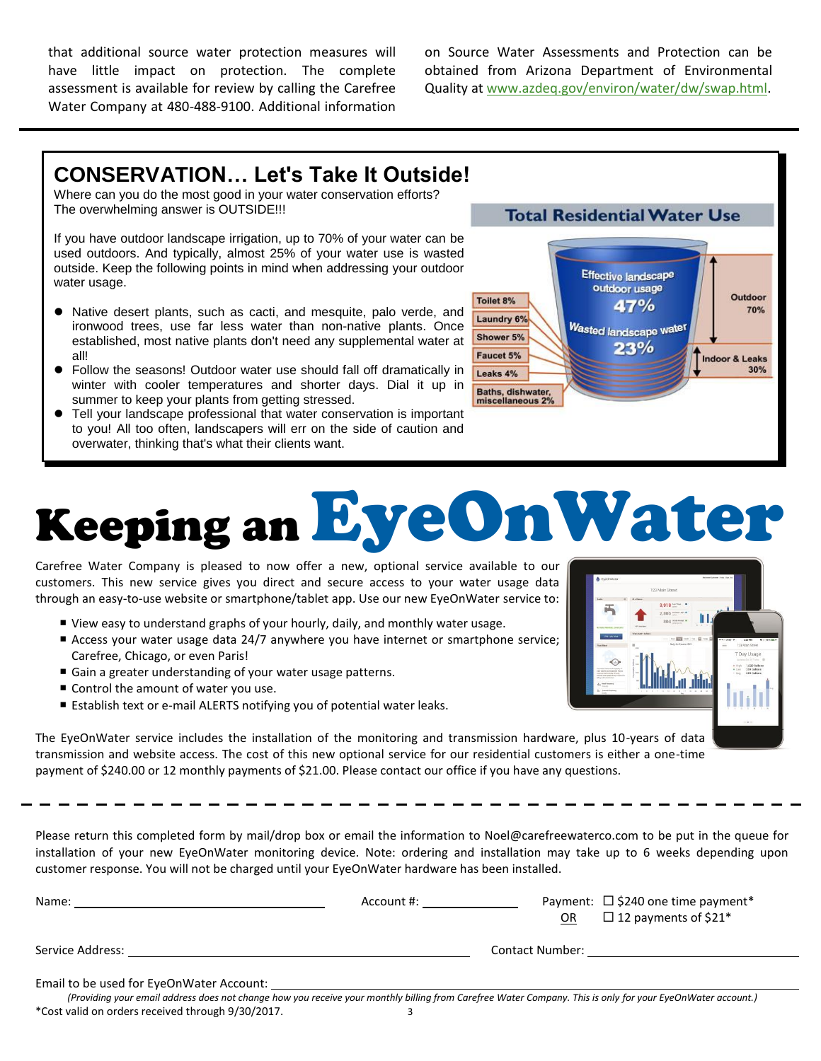that additional source water protection measures will have little impact on protection. The complete assessment is available for review by calling the Carefree Water Company at 480-488-9100. Additional information on Source Water Assessments and Protection can be obtained from Arizona Department of Environmental Quality at www.azdeq.gov/environ/water/dw/swap.html.

## CONSERVATION… Let's Take It Outside!

Where can you do the most good in your water conservation efforts? The overwhelming answer is OUTSIDE!!!

If you have outdoor landscape irrigation, up to 70% of your water can be used outdoors. And typically, almost 25% of your water use is wasted outside. Keep the following points in mind when addressing your outdoor water usage.

- Native desert plants, such as cacti, and mesquite, palo verde, and ironwood trees, use far less water than non-native plants. Once established, most native plants don't need any supplemental water at all!
- Follow the seasons! Outdoor water use should fall off dramatically in winter with cooler temperatures and shorter days. Dial it up in summer to keep your plants from getting stressed.
- Tell your landscape professional that water conservation is important to you! All too often, landscapers will err on the side of caution and overwater, thinking that's what their clients want.

**Total Residential Water Use**

- Effective landscape outdoor usage 47%
- Wasted landscape water 23%
- Outdoor 70%
- Indoor & Leaks 30%
- Toilet 8%
- Laundry 6%
- Shower 5%
- Faucet 5%
- Leaks 4%
- Baths, dishwasher, miscellaneous 2%

# Keeping an EyeOnWater

Carefree Water Company is pleased to now offer a new, optional service available to our customers. This new service gives you direct and secure access to your water usage data through an easy-to-use website or smartphone/tablet app. Use our new EyeOnWater service to:

- View easy to understand graphs of your hourly, daily, and monthly water usage.
- Access your water usage data 24/7 anywhere you have internet or smartphone service; Carefree, Chicago, or even Paris!
- Gain a greater understanding of your water usage patterns.
- Control the amount of water you use.
- Establish text or e-mail ALERTS notifying you of potential water leaks.

The EyeOnWater service includes the installation of the monitoring and transmission hardware, plus 10-years of data transmission and website access. The cost of this new optional service for our residential customers is either a one-time payment of $240.00 or 12 monthly payments of $21.00. Please contact our office if you have any questions.

---

Please return this completed form by mail/drop box or email the information to Noel@carefreewaterco.com to be put in the queue for installation of your new EyeOnWater monitoring device. Note: ordering and installation may take up to 6 weeks depending upon customer response. You will not be charged until your EyeOnWater hardware has been installed.

Name: ______________________ Account #: ______________ Payment: ☐ $240 one time payment* OR ☐ 12 payments of $21*

Service Address: ______________________ Contact Number: ______________________

Email to be used for EyeOnWater Account: ______________________

*(Providing your email address does not change how you receive your monthly billing from Carefree Water Company. This is only for your EyeOnWater account.)*

*Cost valid on orders received through 9/30/2017.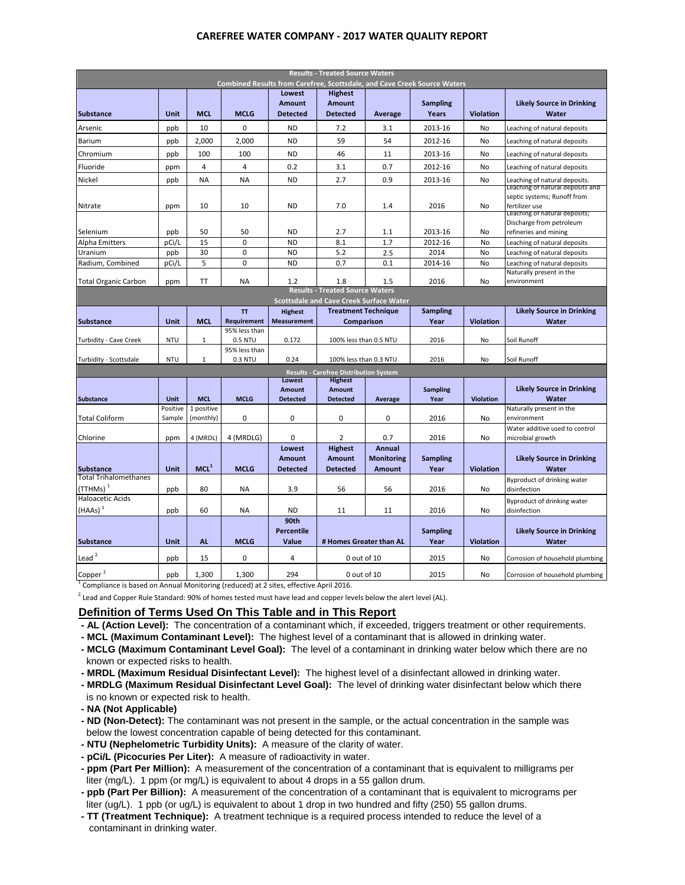# CAREFREE WATER COMPANY - 2017 WATER QUALITY REPORT

| Results - Treated Source Waters<br>Combined Results from Carefree, Scottsdale, and Cave Creek Source Waters | | | | | | | | | |
|---|---|---|---|---|---|---|---|---|---|
| Substance | Unit | MCL | MCLG | Lowest Amount Detected | Highest Amount Detected | Average | Sampling Years | Violation | Likely Source in Drinking Water |
| Arsenic | ppb | 10 | 0 | ND | 7.2 | 3.1 | 2013-16 | No | Leaching of natural deposits |
| Barium | ppb | 2,000 | 2,000 | ND | 59 | 54 | 2012-16 | No | Leaching of natural deposits |
| Chromium | ppb | 100 | 100 | ND | 46 | 11 | 2013-16 | No | Leaching of natural deposits |
| Fluoride | ppm | 4 | 4 | 0.2 | 3.1 | 0.7 | 2012-16 | No | Leaching of natural deposits |
| Nickel | ppb | NA | NA | ND | 2.7 | 0.9 | 2013-16 | No | Leaching of natural deposits. |
| Nitrate | ppm | 10 | 10 | ND | 7.0 | 1.4 | 2016 | No | Leaching of natural deposits and septic systems; Runoff from fertilizer use |
| Selenium | ppb | 50 | 50 | ND | 2.7 | 1.1 | 2013-16 | No | Leaching of natural deposits; Discharge from petroleum refineries and mining |
| Alpha Emitters | pCi/L | 15 | 0 | ND | 8.1 | 1.7 | 2012-16 | No | Leaching of natural deposits |
| Uranium | ppb | 30 | 0 | ND | 5.2 | 2.5 | 2014 | No | Leaching of natural deposits |
| Radium, Combined | pCi/L | 5 | 0 | ND | 0.7 | 0.1 | 2014-16 | No | Leaching of natural deposits |
| Total Organic Carbon | ppm | TT | NA | 1.2 | 1.8 | 1.5 | 2016 | No | Naturally present in the environment |

| Results - Treated Source Waters<br>Scottsdale and Cave Creek Surface Water | | | | | | | | |
|---|---|---|---|---|---|---|---|---|
| Substance | Unit | MCL | TT Requirement | Highest Measurement | Treatment Technique Comparison | Sampling Year | Violation | Likely Source in Drinking Water |
| Turbidity - Cave Creek | NTU | 1 | 95% less than 0.5 NTU | 0.172 | 100% less than 0.5 NTU | 2016 | No | Soil Runoff |
| Turbidity - Scottsdale | NTU | 1 | 95% less than 0.3 NTU | 0.24 | 100% less than 0.3 NTU | 2016 | No | Soil Runoff |

| Results - Carefree Distribution System | | | | | | | | | |
|---|---|---|---|---|---|---|---|---|---|
| Substance | Unit | MCL | MCLG | Lowest Amount Detected | Highest Amount Detected | Average | Sampling Year | Violation | Likely Source in Drinking Water |
| Total Coliform | Positive Sample | 1 positive (monthly) | 0 | 0 | 0 | 0 | 2016 | No | Naturally present in the environment |
| Chlorine | ppm | 4 (MRDL) | 4 (MRDLG) | 0 | 2 | 0.7 | 2016 | No | Water additive used to control microbial growth |
| **Substance** | **Unit** | **MCL[1]** | **MCLG** | **Lowest Amount Detected** | **Highest Amount Detected** | **Annual Monitoring Amount** | **Sampling Year** | **Violation** | **Likely Source in Drinking Water** |
| Total Trihalomethanes (TTHMs) [1] | ppb | 80 | NA | 3.9 | 56 | 56 | 2016 | No | Byproduct of drinking water disinfection |
| Haloacetic Acids (HAAs) [1] | ppb | 60 | NA | ND | 11 | 11 | 2016 | No | Byproduct of drinking water disinfection |
| **Substance** | **Unit** | **AL** | **MCLG** | **90th Percentile Value** | **# Homes Greater than AL** | | **Sampling Year** | **Violation** | **Likely Source in Drinking Water** |
| Lead [2] | ppb | 15 | 0 | 4 | 0 out of 10 | | 2015 | No | Corrosion of household plumbing |
| Copper [2] | ppb | 1,300 | 1,300 | 294 | 0 out of 10 | | 2015 | No | Corrosion of household plumbing |

[1] Compliance is based on Annual Monitoring (reduced) at 2 sites, effective April 2016.

[2] Lead and Copper Rule Standard: 90% of homes tested must have lead and copper levels below the alert level (AL).

## Definition of Terms Used On This Table and in This Report

- **AL (Action Level):** The concentration of a contaminant which, if exceeded, triggers treatment or other requirements.
- **MCL (Maximum Contaminant Level):** The highest level of a contaminant that is allowed in drinking water.
- **MCLG (Maximum Contaminant Level Goal):** The level of a contaminant in drinking water below which there are no known or expected risks to health.
- **MRDL (Maximum Residual Disinfectant Level):** The highest level of a disinfectant allowed in drinking water.
- **MRDLG (Maximum Residual Disinfectant Level Goal):** The level of drinking water disinfectant below which there is no known or expected risk to health.
- **NA (Not Applicable)**
- **ND (Non-Detect):** The contaminant was not present in the sample, or the actual concentration in the sample was below the lowest concentration capable of being detected for this contaminant.
- **NTU (Nephelometric Turbidity Units):** A measure of the clarity of water.
- **pCi/L (Picocuries Per Liter):** A measure of radioactivity in water.
- **ppm (Part Per Million):** A measurement of the concentration of a contaminant that is equivalent to milligrams per liter (mg/L). 1 ppm (or mg/L) is equivalent to about 4 drops in a 55 gallon drum.
- **ppb (Part Per Billion):** A measurement of the concentration of a contaminant that is equivalent to micrograms per liter (ug/L). 1 ppb (or ug/L) is equivalent to about 1 drop in two hundred and fifty (250) 55 gallon drums.
- **TT (Treatment Technique):** A treatment technique is a required process intended to reduce the level of a contaminant in drinking water.